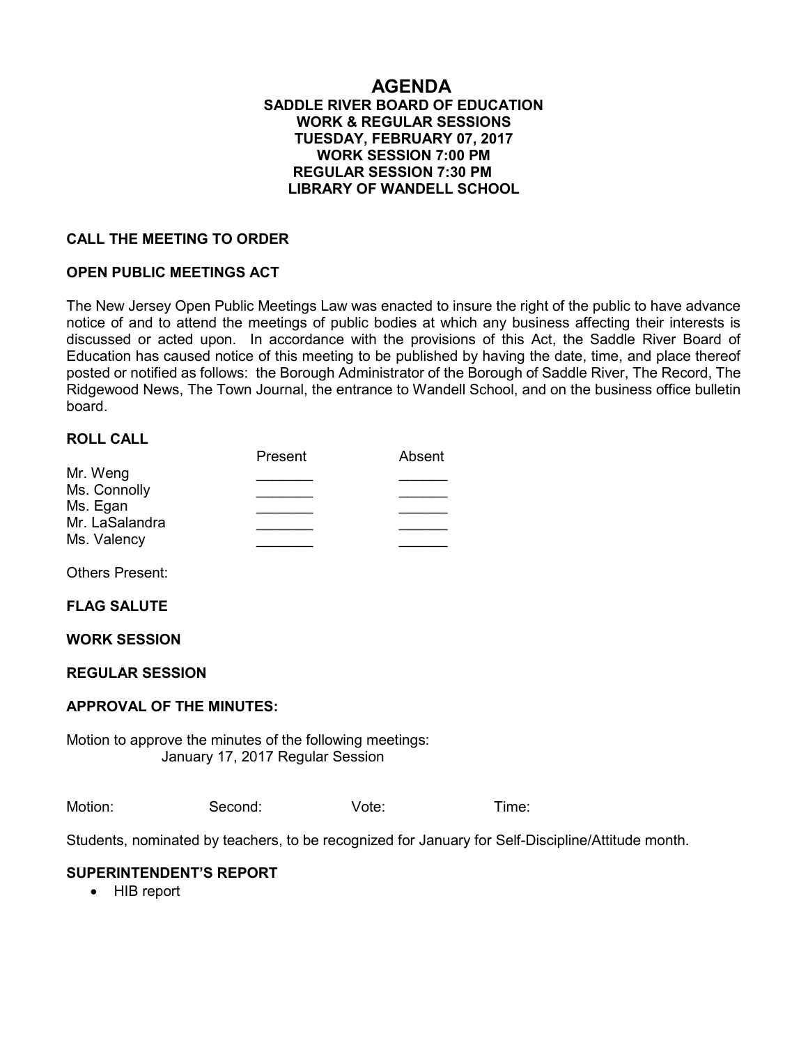# AGENDA

**SADDLE RIVER BOARD OF EDUCATION**
**WORK & REGULAR SESSIONS**
**TUESDAY, FEBRUARY 07, 2017**
**WORK SESSION 7:00 PM**
**REGULAR SESSION 7:30 PM**
**LIBRARY OF WANDELL SCHOOL**

## CALL THE MEETING TO ORDER

## OPEN PUBLIC MEETINGS ACT

The New Jersey Open Public Meetings Law was enacted to insure the right of the public to have advance notice of and to attend the meetings of public bodies at which any business affecting their interests is discussed or acted upon. In accordance with the provisions of this Act, the Saddle River Board of Education has caused notice of this meeting to be published by having the date, time, and place thereof posted or notified as follows: the Borough Administrator of the Borough of Saddle River, The Record, The Ridgewood News, The Town Journal, the entrance to Wandell School, and on the business office bulletin board.

## ROLL CALL

| | Present | Absent |
|---|---|---|
| Mr. Weng | _______ | ______ |
| Ms. Connolly | _______ | ______ |
| Ms. Egan | _______ | ______ |
| Mr. LaSalandra | _______ | ______ |
| Ms. Valency | _______ | ______ |

Others Present:

## FLAG SALUTE

## WORK SESSION

## REGULAR SESSION

## APPROVAL OF THE MINUTES:

Motion to approve the minutes of the following meetings:
January 17, 2017 Regular Session

Motion: Second: Vote: Time:

Students, nominated by teachers, to be recognized for January for Self-Discipline/Attitude month.

## SUPERINTENDENT'S REPORT

- HIB report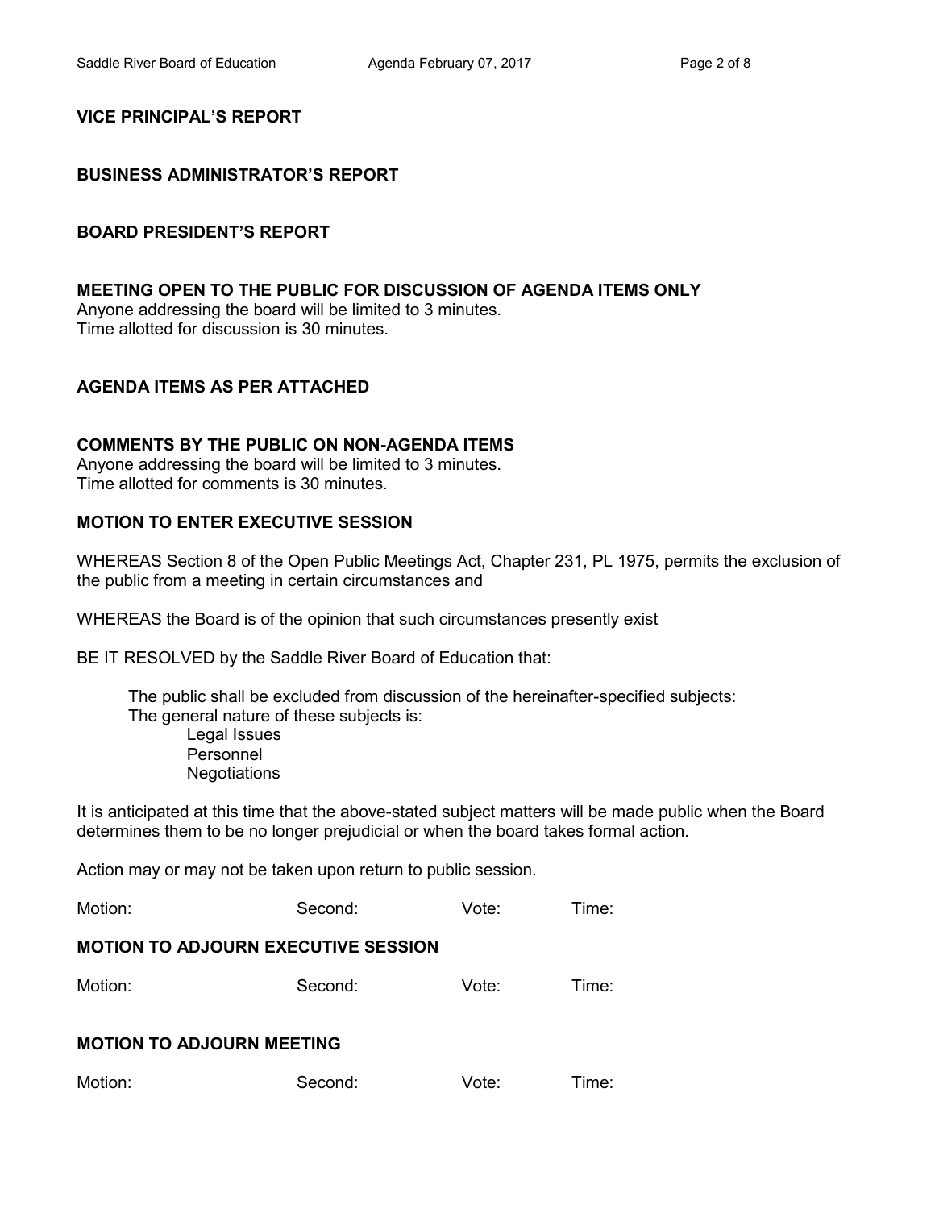**VICE PRINCIPAL'S REPORT**

**BUSINESS ADMINISTRATOR'S REPORT**

**BOARD PRESIDENT'S REPORT**

**MEETING OPEN TO THE PUBLIC FOR DISCUSSION OF AGENDA ITEMS ONLY**

Anyone addressing the board will be limited to 3 minutes.
Time allotted for discussion is 30 minutes.

**AGENDA ITEMS AS PER ATTACHED**

**COMMENTS BY THE PUBLIC ON NON-AGENDA ITEMS**

Anyone addressing the board will be limited to 3 minutes.
Time allotted for comments is 30 minutes.

**MOTION TO ENTER EXECUTIVE SESSION**

WHEREAS Section 8 of the Open Public Meetings Act, Chapter 231, PL 1975, permits the exclusion of the public from a meeting in certain circumstances and

WHEREAS the Board is of the opinion that such circumstances presently exist

BE IT RESOLVED by the Saddle River Board of Education that:

The public shall be excluded from discussion of the hereinafter-specified subjects:
The general nature of these subjects is:

- Legal Issues
- Personnel
- Negotiations

It is anticipated at this time that the above-stated subject matters will be made public when the Board determines them to be no longer prejudicial or when the board takes formal action.

Action may or may not be taken upon return to public session.

Motion: Second: Vote: Time:

**MOTION TO ADJOURN EXECUTIVE SESSION**

Motion: Second: Vote: Time:

**MOTION TO ADJOURN MEETING**

Motion: Second: Vote: Time: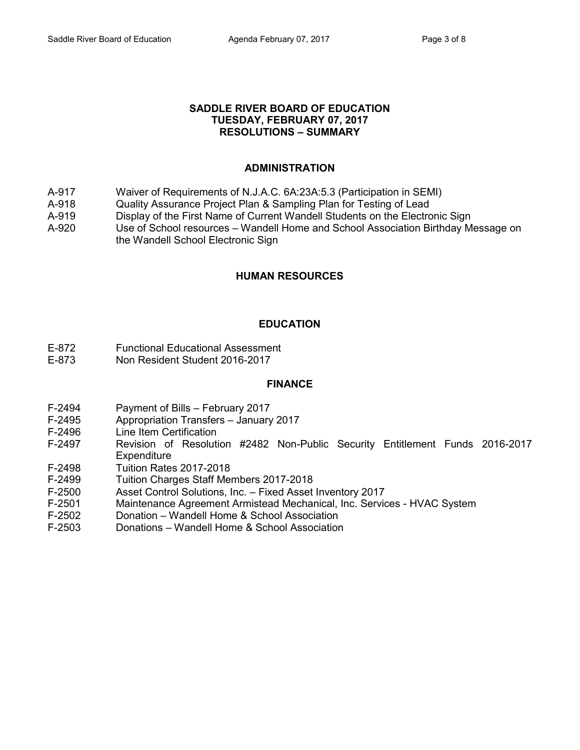# SADDLE RIVER BOARD OF EDUCATION
## TUESDAY, FEBRUARY 07, 2017
## RESOLUTIONS – SUMMARY

### ADMINISTRATION

A-917 Waiver of Requirements of N.J.A.C. 6A:23A:5.3 (Participation in SEMI)
A-918 Quality Assurance Project Plan & Sampling Plan for Testing of Lead
A-919 Display of the First Name of Current Wandell Students on the Electronic Sign
A-920 Use of School resources – Wandell Home and School Association Birthday Message on the Wandell School Electronic Sign

### HUMAN RESOURCES

### EDUCATION

E-872 Functional Educational Assessment
E-873 Non Resident Student 2016-2017

### FINANCE

F-2494 Payment of Bills – February 2017
F-2495 Appropriation Transfers – January 2017
F-2496 Line Item Certification
F-2497 Revision of Resolution #2482 Non-Public Security Entitlement Funds 2016-2017 Expenditure
F-2498 Tuition Rates 2017-2018
F-2499 Tuition Charges Staff Members 2017-2018
F-2500 Asset Control Solutions, Inc. – Fixed Asset Inventory 2017
F-2501 Maintenance Agreement Armistead Mechanical, Inc. Services - HVAC System
F-2502 Donation – Wandell Home & School Association
F-2503 Donations – Wandell Home & School Association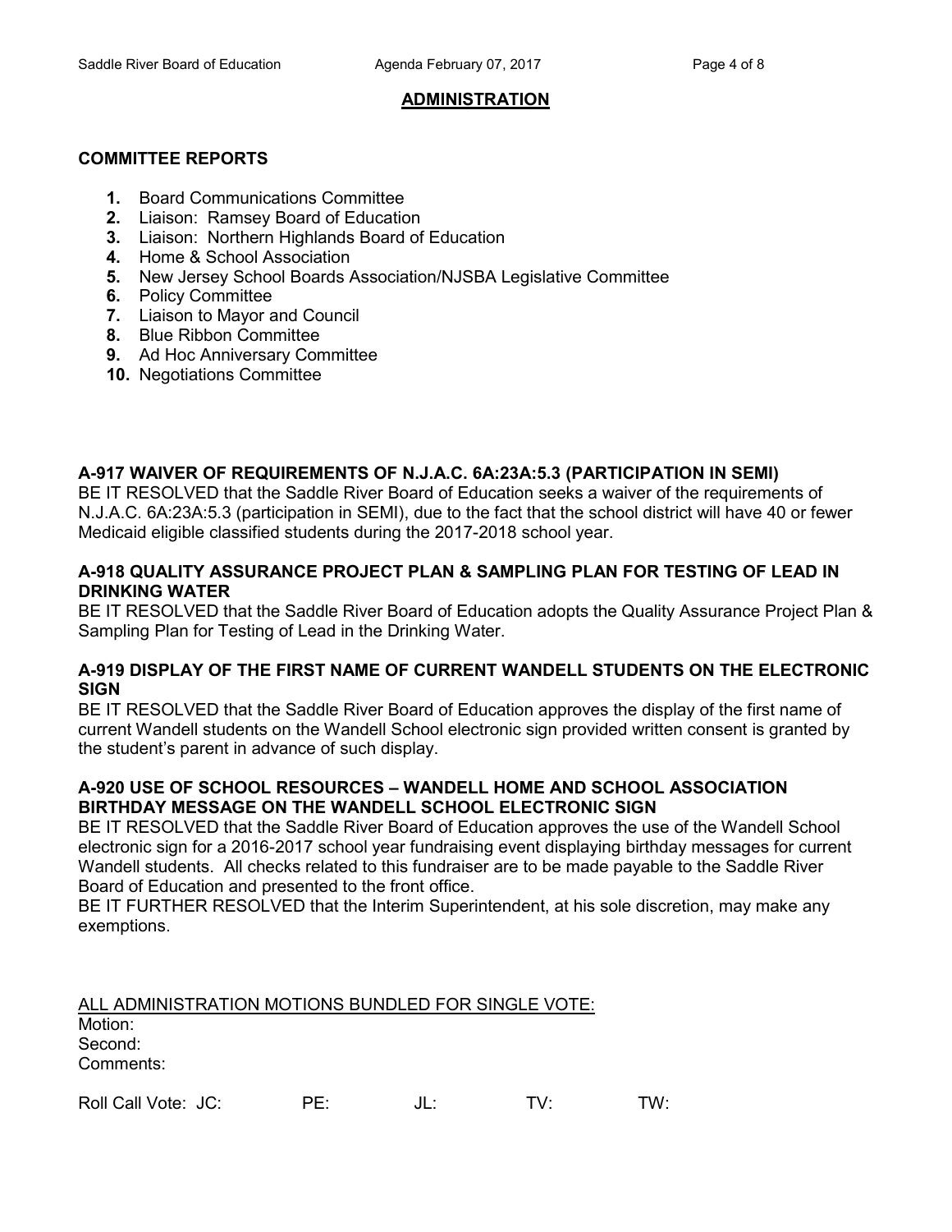## ADMINISTRATION

### COMMITTEE REPORTS

1. Board Communications Committee
2. Liaison: Ramsey Board of Education
3. Liaison: Northern Highlands Board of Education
4. Home & School Association
5. New Jersey School Boards Association/NJSBA Legislative Committee
6. Policy Committee
7. Liaison to Mayor and Council
8. Blue Ribbon Committee
9. Ad Hoc Anniversary Committee
10. Negotiations Committee

**A-917 WAIVER OF REQUIREMENTS OF N.J.A.C. 6A:23A:5.3 (PARTICIPATION IN SEMI)**
BE IT RESOLVED that the Saddle River Board of Education seeks a waiver of the requirements of N.J.A.C. 6A:23A:5.3 (participation in SEMI), due to the fact that the school district will have 40 or fewer Medicaid eligible classified students during the 2017-2018 school year.

**A-918 QUALITY ASSURANCE PROJECT PLAN & SAMPLING PLAN FOR TESTING OF LEAD IN DRINKING WATER**
BE IT RESOLVED that the Saddle River Board of Education adopts the Quality Assurance Project Plan & Sampling Plan for Testing of Lead in the Drinking Water.

**A-919 DISPLAY OF THE FIRST NAME OF CURRENT WANDELL STUDENTS ON THE ELECTRONIC SIGN**
BE IT RESOLVED that the Saddle River Board of Education approves the display of the first name of current Wandell students on the Wandell School electronic sign provided written consent is granted by the student's parent in advance of such display.

**A-920 USE OF SCHOOL RESOURCES – WANDELL HOME AND SCHOOL ASSOCIATION BIRTHDAY MESSAGE ON THE WANDELL SCHOOL ELECTRONIC SIGN**
BE IT RESOLVED that the Saddle River Board of Education approves the use of the Wandell School electronic sign for a 2016-2017 school year fundraising event displaying birthday messages for current Wandell students. All checks related to this fundraiser are to be made payable to the Saddle River Board of Education and presented to the front office.
BE IT FURTHER RESOLVED that the Interim Superintendent, at his sole discretion, may make any exemptions.

ALL ADMINISTRATION MOTIONS BUNDLED FOR SINGLE VOTE:
Motion:
Second:
Comments:

Roll Call Vote: JC: PE: JL: TV: TW: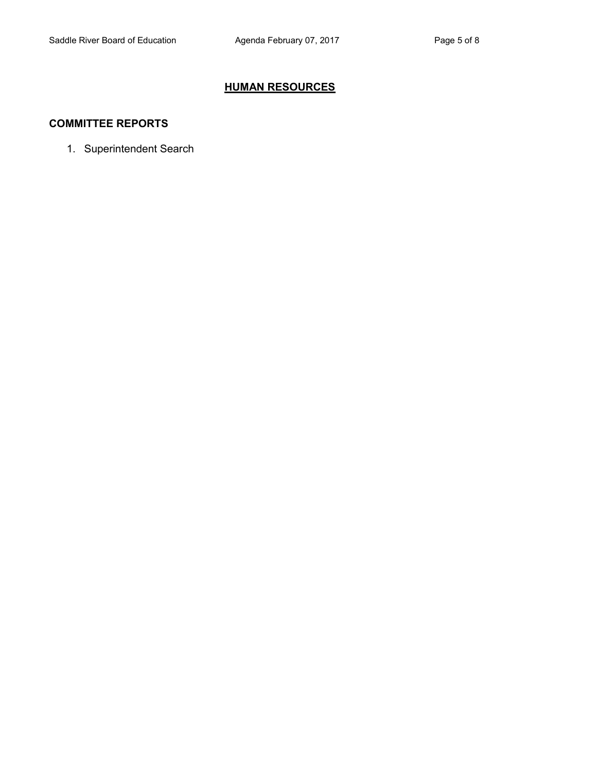## HUMAN RESOURCES

### COMMITTEE REPORTS

1. Superintendent Search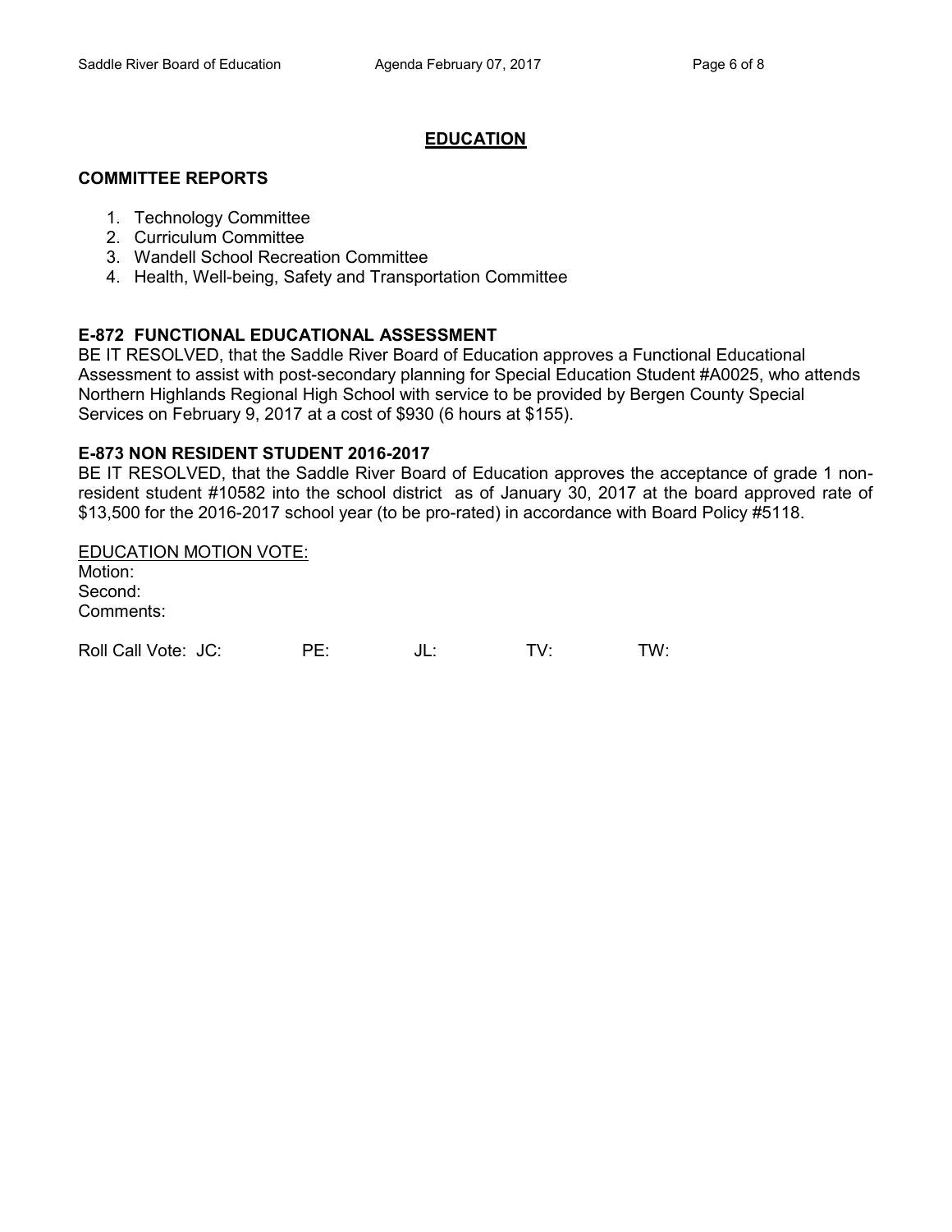## EDUCATION

### COMMITTEE REPORTS

1. Technology Committee
2. Curriculum Committee
3. Wandell School Recreation Committee
4. Health, Well-being, Safety and Transportation Committee

### E-872 FUNCTIONAL EDUCATIONAL ASSESSMENT

BE IT RESOLVED, that the Saddle River Board of Education approves a Functional Educational Assessment to assist with post-secondary planning for Special Education Student #A0025, who attends Northern Highlands Regional High School with service to be provided by Bergen County Special Services on February 9, 2017 at a cost of $930 (6 hours at $155).

### E-873 NON RESIDENT STUDENT 2016-2017

BE IT RESOLVED, that the Saddle River Board of Education approves the acceptance of grade 1 non-resident student #10582 into the school district as of January 30, 2017 at the board approved rate of $13,500 for the 2016-2017 school year (to be pro-rated) in accordance with Board Policy #5118.

EDUCATION MOTION VOTE:
Motion:
Second:
Comments:

Roll Call Vote: JC: PE: JL: TV: TW: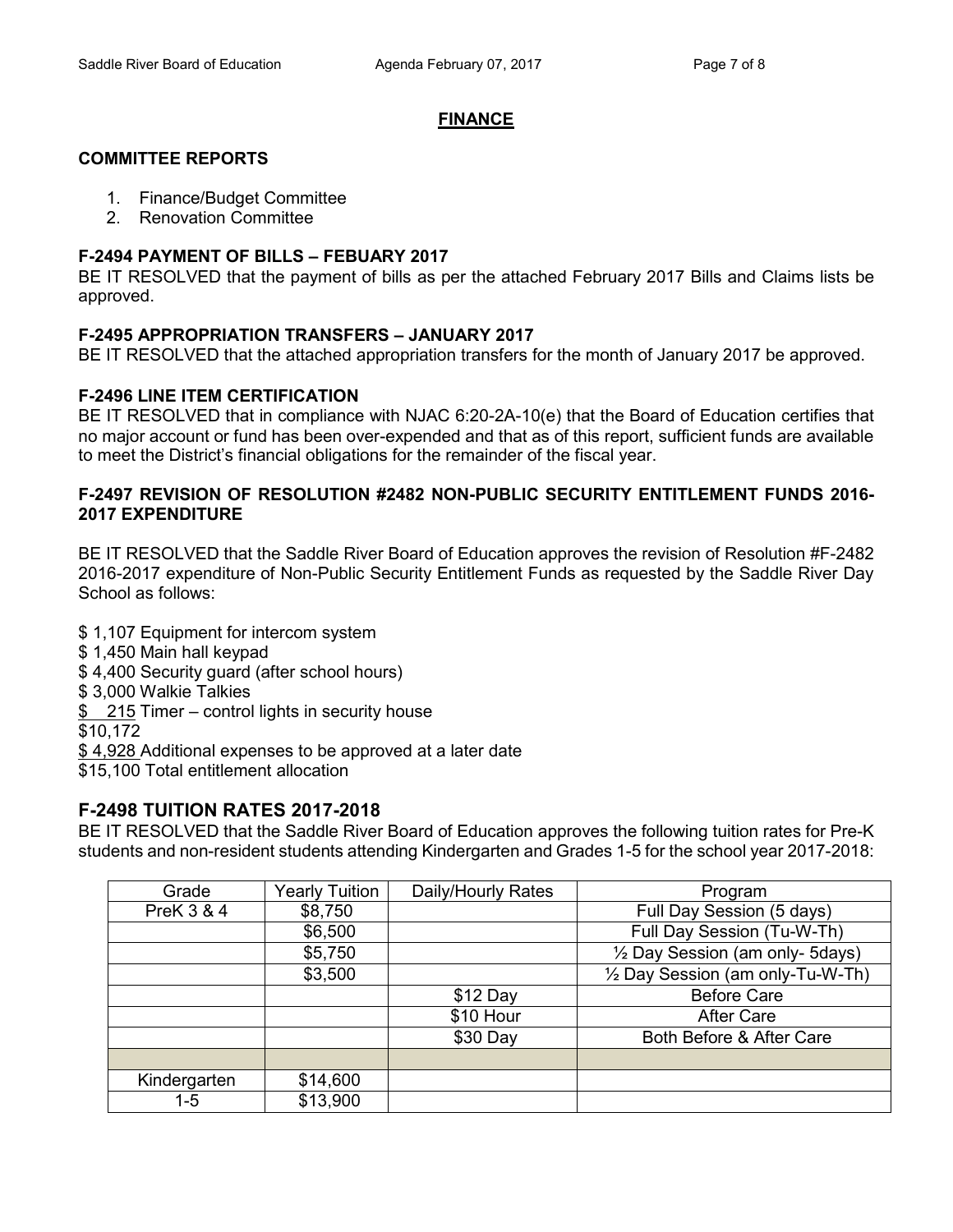## FINANCE

### COMMITTEE REPORTS

1. Finance/Budget Committee
2. Renovation Committee

### F-2494 PAYMENT OF BILLS – FEBUARY 2017

BE IT RESOLVED that the payment of bills as per the attached February 2017 Bills and Claims lists be approved.

### F-2495 APPROPRIATION TRANSFERS – JANUARY 2017

BE IT RESOLVED that the attached appropriation transfers for the month of January 2017 be approved.

### F-2496 LINE ITEM CERTIFICATION

BE IT RESOLVED that in compliance with NJAC 6:20-2A-10(e) that the Board of Education certifies that no major account or fund has been over-expended and that as of this report, sufficient funds are available to meet the District's financial obligations for the remainder of the fiscal year.

### F-2497 REVISION OF RESOLUTION #2482 NON-PUBLIC SECURITY ENTITLEMENT FUNDS 2016-2017 EXPENDITURE

BE IT RESOLVED that the Saddle River Board of Education approves the revision of Resolution #F-2482 2016-2017 expenditure of Non-Public Security Entitlement Funds as requested by the Saddle River Day School as follows:

$ 1,107 Equipment for intercom system  
$ 1,450 Main hall keypad  
$ 4,400 Security guard (after school hours)  
$ 3,000 Walkie Talkies  
$ 215 Timer – control lights in security house  
$10,172  
$ 4,928 Additional expenses to be approved at a later date  
$15,100 Total entitlement allocation

### F-2498 TUITION RATES 2017-2018

BE IT RESOLVED that the Saddle River Board of Education approves the following tuition rates for Pre-K students and non-resident students attending Kindergarten and Grades 1-5 for the school year 2017-2018:

| Grade | Yearly Tuition | Daily/Hourly Rates | Program |
|---|---|---|---|
| PreK 3 & 4 | $8,750 | | Full Day Session (5 days) |
| | $6,500 | | Full Day Session (Tu-W-Th) |
| | $5,750 | | ½ Day Session (am only- 5days) |
| | $3,500 | | ½ Day Session (am only-Tu-W-Th) |
| | | $12 Day | Before Care |
| | | $10 Hour | After Care |
| | | $30 Day | Both Before & After Care |
| | | | |
| Kindergarten | $14,600 | | |
| 1-5 | $13,900 | | |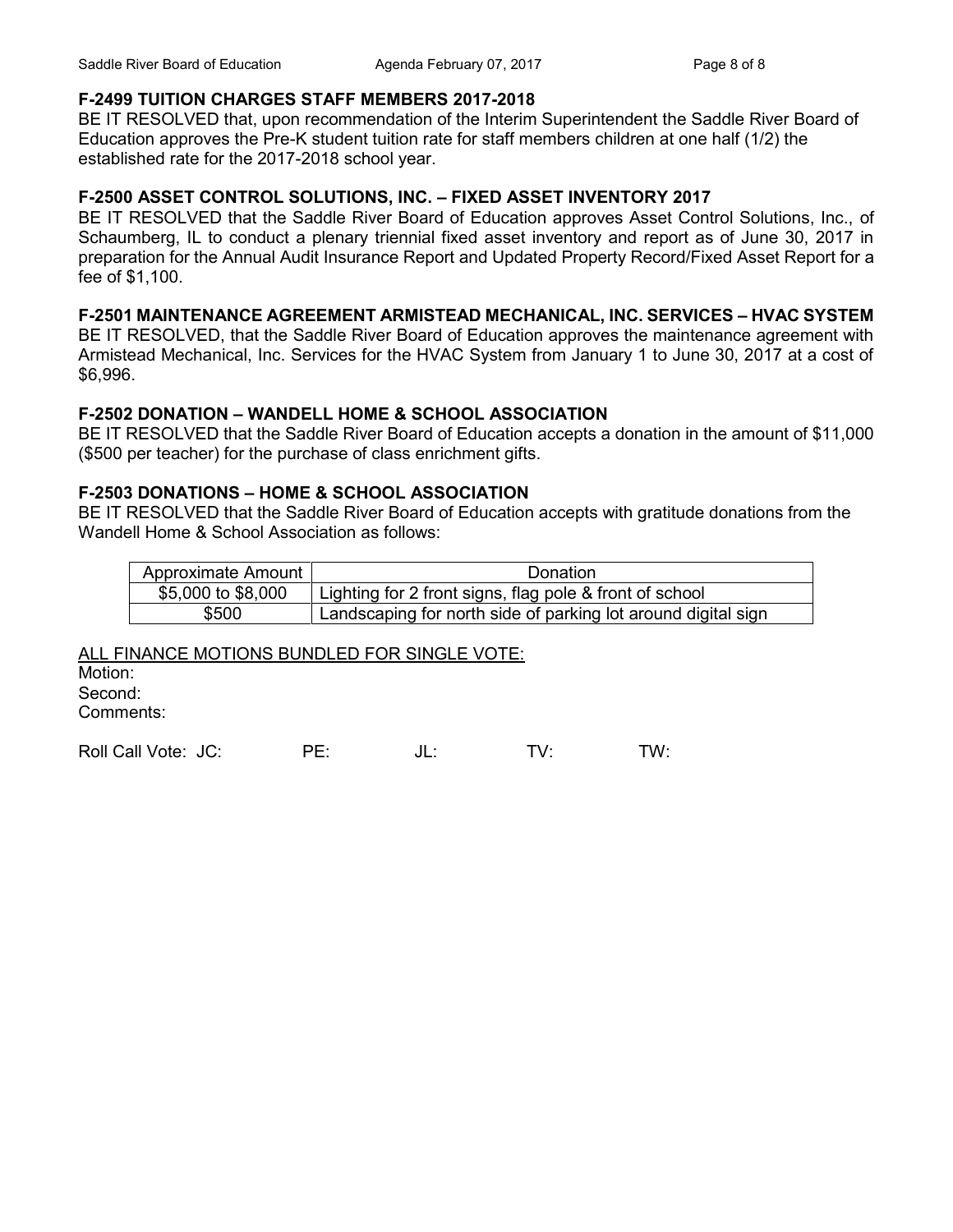**F-2499 TUITION CHARGES STAFF MEMBERS 2017-2018**

BE IT RESOLVED that, upon recommendation of the Interim Superintendent the Saddle River Board of Education approves the Pre-K student tuition rate for staff members children at one half (1/2) the established rate for the 2017-2018 school year.

**F-2500 ASSET CONTROL SOLUTIONS, INC. – FIXED ASSET INVENTORY 2017**

BE IT RESOLVED that the Saddle River Board of Education approves Asset Control Solutions, Inc., of Schaumberg, IL to conduct a plenary triennial fixed asset inventory and report as of June 30, 2017 in preparation for the Annual Audit Insurance Report and Updated Property Record/Fixed Asset Report for a fee of $1,100.

**F-2501 MAINTENANCE AGREEMENT ARMISTEAD MECHANICAL, INC. SERVICES – HVAC SYSTEM**

BE IT RESOLVED, that the Saddle River Board of Education approves the maintenance agreement with Armistead Mechanical, Inc. Services for the HVAC System from January 1 to June 30, 2017 at a cost of $6,996.

**F-2502 DONATION – WANDELL HOME & SCHOOL ASSOCIATION**

BE IT RESOLVED that the Saddle River Board of Education accepts a donation in the amount of $11,000 ($500 per teacher) for the purchase of class enrichment gifts.

**F-2503 DONATIONS – HOME & SCHOOL ASSOCIATION**

BE IT RESOLVED that the Saddle River Board of Education accepts with gratitude donations from the Wandell Home & School Association as follows:

| Approximate Amount | Donation |
|---|---|
| $5,000 to $8,000 | Lighting for 2 front signs, flag pole & front of school |
| $500 | Landscaping for north side of parking lot around digital sign |

ALL FINANCE MOTIONS BUNDLED FOR SINGLE VOTE:

Motion:
Second:
Comments:

Roll Call Vote: JC: PE: JL: TV: TW: